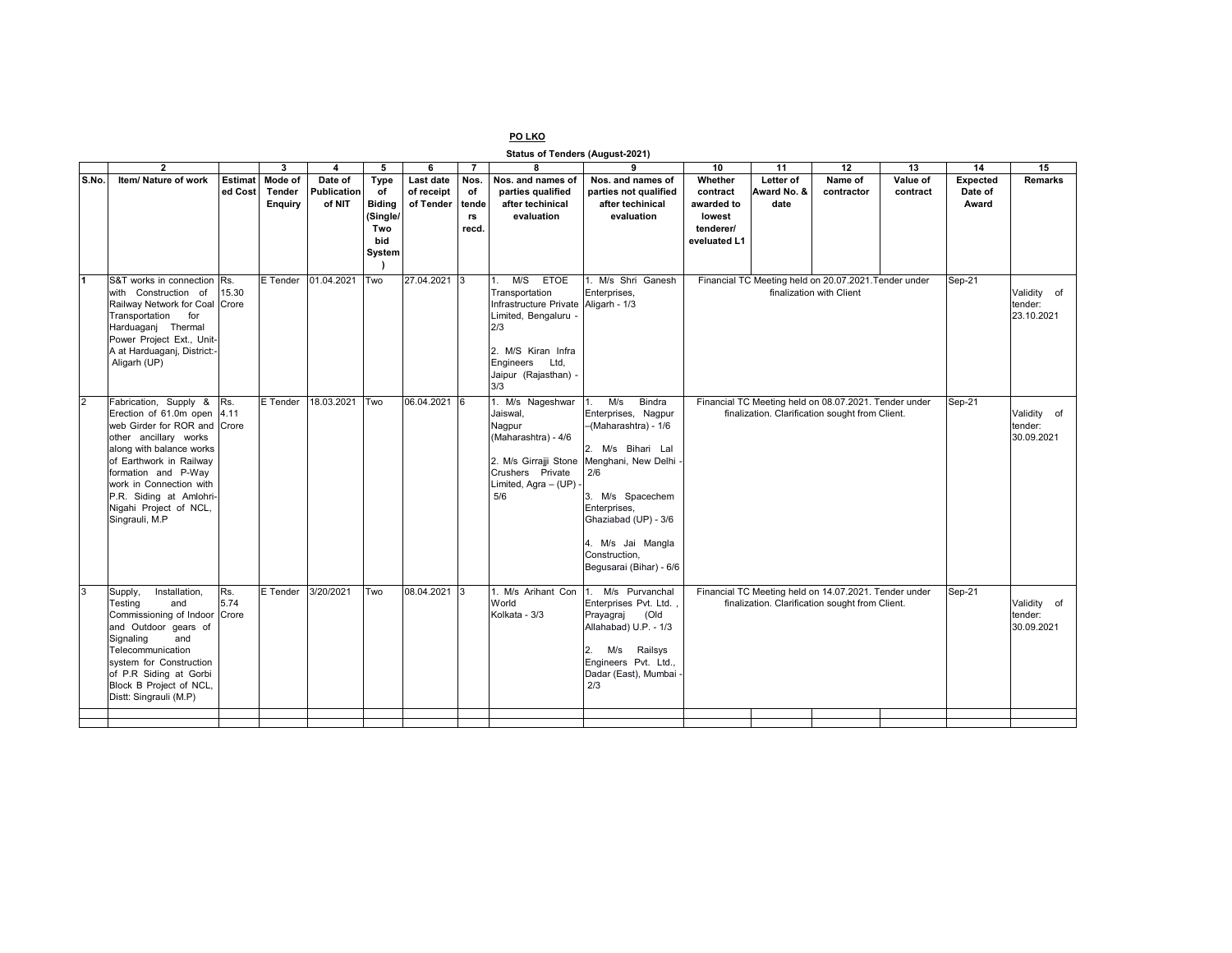**PO LKO**

**Status of Tenders (August-2021)**

| | 2 | | 3 | 4 | 5 | 6 | 7 | 8 | 9 | 10 | 11 | 12 | 13 | 14 | 15 |
|---|---|---|---|---|---|---|---|---|---|---|---|---|---|---|---|
| S.No. | Item/ Nature of work | Estimated Cost | Mode of Tender Enquiry | Date of Publication of NIT | Type of Biding (Single/ Two bid System ) | Last date of receipt of Tender | Nos. of tenders recd. | Nos. and names of parties qualified after techinical evaluation | Nos. and names of parties not qualified after techinical evaluation | Whether contract awarded to lowest tenderer/ eveluated L1 | Letter of Award No. & date | Name of contractor | Value of contract | Expected Date of Award | Remarks |
| 1 | S&T works in connection with Construction of Railway Network for Coal Transportation for Harduaganj Thermal Power Project Ext., Unit-A at Harduaganj, District:- Aligarh (UP) | Rs. 15.30 Crore | E Tender | 01.04.2021 | Two | 27.04.2021 | 3 | 1. M/S ETOE Transportation Infrastructure Private Limited, Bengaluru - 2/3<br>2. M/S Kiran Infra Engineers Ltd, Jaipur (Rajasthan) - 3/3 | 1. M/s Shri Ganesh Enterprises, Aligarh - 1/3 | Financial TC Meeting held on 20.07.2021.Tender under finalization with Client | | | | Sep-21 | Validity of tender: 23.10.2021 |
| 2 | Fabrication, Supply & Erection of 61.0m open web Girder for ROR and other ancillary works along with balance works of Earthwork in Railway formation and P-Way work in Connection with P.R. Siding at Amlohri-Nigahi Project of NCL, Singrauli, M.P | Rs. 4.11 Crore | E Tender | 18.03.2021 | Two | 06.04.2021 | 6 | 1. M/s Nageshwar Jaiswal, Nagpur (Maharashtra) - 4/6<br>2. M/s Girrajji Stone Crushers Private Limited, Agra – (UP) - 5/6 | 1. M/s Bindra Enterprises, Nagpur –(Maharashtra) - 1/6<br>2. M/s Bihari Lal Menghani, New Delhi - 2/6<br>3. M/s Spacechem Enterprises, Ghaziabad (UP) - 3/6<br>4. M/s Jai Mangla Construction, Begusarai (Bihar) - 6/6 | Financial TC Meeting held on 08.07.2021. Tender under finalization. Clarification sought from Client. | | | | Sep-21 | Validity of tender: 30.09.2021 |
| 3 | Supply, Installation, Testing and Commissioning of Indoor and Outdoor gears of Signaling and Telecommunication system for Construction of P.R Siding at Gorbi Block B Project of NCL, Distt: Singrauli (M.P) | Rs. 5.74 Crore | E Tender | 3/20/2021 | Two | 08.04.2021 | 3 | 1. M/s Arihant Con World Kolkata - 3/3 | 1. M/s Purvanchal Enterprises Pvt. Ltd. , Prayagraj (Old Allahabad) U.P. - 1/3<br>2. M/s Railsys Engineers Pvt. Ltd., Dadar (East), Mumbai - 2/3 | Financial TC Meeting held on 14.07.2021. Tender under finalization. Clarification sought from Client. | | | | Sep-21 | Validity of tender: 30.09.2021 |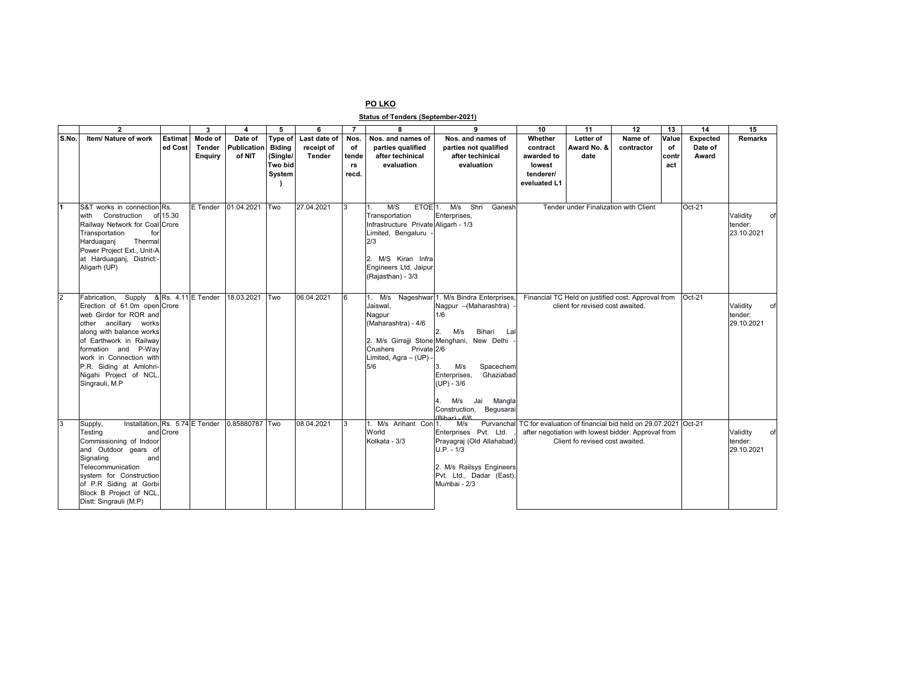**PO LKO**

**Status of Tenders (September-2021)**

| | 2 | | 3 | 4 | 5 | 6 | 7 | 8 | 9 | 10 | 11 | 12 | 13 | 14 | 15 |
|---|---|---|---|---|---|---|---|---|---|---|---|---|---|---|---|
| S.No. | Item/ Nature of work | Estimated Cost | Mode of Tender Enquiry | Date of Publication of NIT | Type of Biding (Single/ Two bid System ) | Last date of receipt of Tender | Nos. of tenders recd. | Nos. and names of parties qualified after techinical evaluation | Nos. and names of parties not qualified after techinical evaluation | Whether contract awarded to lowest tenderer/ eveluated L1 | Letter of Award No. & date | Name of contractor | Value of contract | Expected Date of Award | Remarks |
| 1 | S&T works in connection with Construction of Railway Network for Coal Transportation for Harduaganj Thermal Power Project Ext., Unit-A at Harduaganj, District:- Aligarh (UP) | Rs. 15.30 Crore | E Tender | 01.04.2021 | Two | 27.04.2021 | 3 | 1. M/S ETOE Transportation Infrastructure Private Limited, Bengaluru - 2/3<br>2. M/S Kiran Infra Engineers Ltd, Jaipur (Rajasthan) - 3/3 | 1. M/s Shri Ganesh Enterprises, Aligarh - 1/3 | Tender under Finalization with Client | | | | Oct-21 | Validity of tender: 23.10.2021 |
| 2 | Fabrication, Supply & Erection of 61.0m open web Girder for ROR and other ancillary works along with balance works of Earthwork in Railway formation and P-Way work in Connection with P.R. Siding at Amlohri-Nigahi Project of NCL, Singrauli, M.P | Rs. 4.11 Crore | E Tender | 18.03.2021 | Two | 06.04.2021 | 6 | 1. M/s Nageshwar Jaiswal, Nagpur (Maharashtra) - 4/6<br>2. M/s Girrajji Stone Crushers Private Limited, Agra – (UP) - 5/6 | 1. M/s Bindra Enterprises, Nagpur –(Maharashtra) - 1/6<br>2. M/s Bihari Lal Menghani, New Delhi - 2/6<br>3. M/s Spacechem Enterprises, Ghaziabad (UP) - 3/6<br>4. M/s Jai Mangla Construction, Begusarai (Bihar) - 6/6 | Financial TC Held on justified cost. Approval from client for revised cost awaited. | | | | Oct-21 | Validity of tender: 29.10.2021 |
| 3 | Supply, Installation, Testing and Commissioning of Indoor and Outdoor gears of Signaling and Telecommunication system for Construction of P.R Siding at Gorbi Block B Project of NCL, Distt: Singrauli (M.P) | Rs. 5.74 Crore | E Tender | 0.85880787 | Two | 08.04.2021 | 3 | 1. M/s Arihant Con World Kolkata - 3/3 | 1. M/s Purvanchal Enterprises Pvt. Ltd. , Prayagraj (Old Allahabad) U.P. - 1/3<br>2. M/s Railsys Engineers Pvt. Ltd., Dadar (East), Mumbai - 2/3 | TC for evaluation of financial bid held on 29.07.2021 after negotiation with lowest bidder. Approval from Client fo revised cost awaited. | | | | Oct-21 | Validity of tender: 29.10.2021 |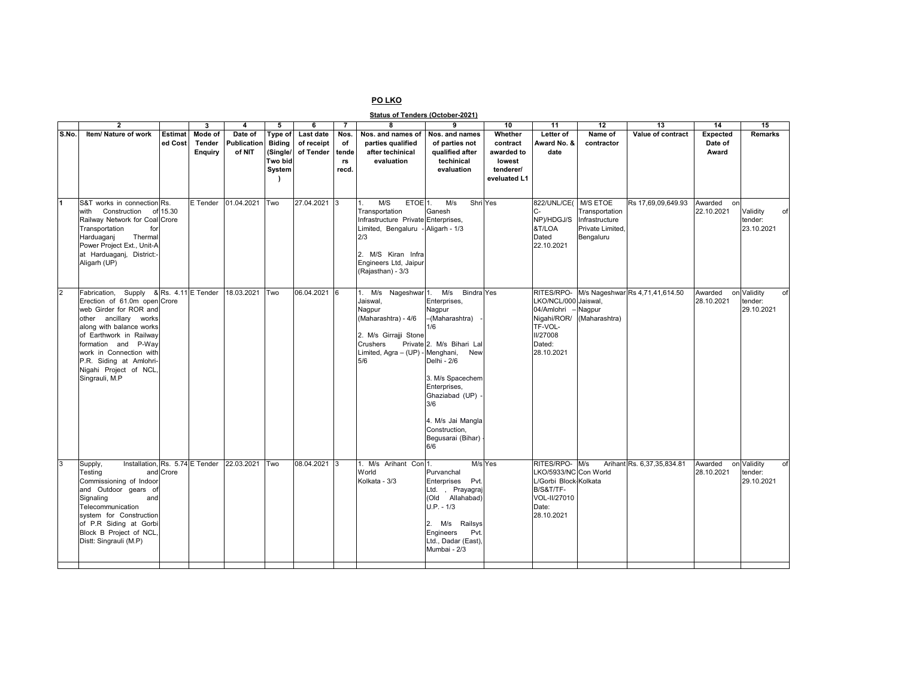**PO LKO**

**Status of Tenders (October-2021)**

| 2 | | 3 | 4 | 5 | 6 | 7 | 8 | 9 | 10 | 11 | 12 | 13 | 14 | 15 |
|---|---|---|---|---|---|---|---|---|---|---|---|---|---|---|
| **S.No.** | **Item/ Nature of work** | **Estimated Cost** | **Mode of Tender Enquiry** | **Date of Publication of NIT** | **Type of Biding (Single/ Two bid System )** | **Last date of receipt of Tender** | **Nos. of tenders recd.** | **Nos. and names of parties qualified after techinical evaluation** | **Nos. and names of parties not qualified after techinical evaluation** | **Whether contract awarded to lowest tenderer/ eveluated L1** | **Letter of Award No. & date** | **Name of contractor** | **Value of contract** | **Expected Date of Award** | **Remarks** |
| 1 | S&T works in connection with Construction of Railway Network for Coal Transportation for Harduaganj Thermal Power Project Ext., Unit-A at Harduaganj, District:- Aligarh (UP) | Rs. 15.30 Crore | E Tender | 01.04.2021 | Two | 27.04.2021 | 3 | 1. M/S ETOE Transportation Infrastructure Private Limited, Bengaluru - 2/3<br><br>2. M/S Kiran Infra Engineers Ltd, Jaipur (Rajasthan) - 3/3 | 1. M/s Shri Ganesh Enterprises, Aligarh - 1/3 | Yes | 822/UNL/CE(C-NP)/HDGJ/S&T/LOA Dated 22.10.2021 | M/S ETOE Transportation Infrastructure Private Limited, Bengaluru | Rs 17,69,09,649.93 | Awarded on 22.10.2021 | Validity of tender: 23.10.2021 |
| 2 | Fabrication, Supply & Erection of 61.0m open web Girder for ROR and other ancillary works along with balance works of Earthwork in Railway formation and P-Way work in Connection with P.R. Siding at Amlohri-Nigahi Project of NCL, Singrauli, M.P | Rs. 4.11 Crore | E Tender | 18.03.2021 | Two | 06.04.2021 | 6 | 1. M/s Nageshwar Jaiswal, Nagpur (Maharashtra) - 4/6<br><br>2. M/s Girrajji Stone Crushers Private Limited, Agra – (UP) - 5/6 | 1. M/s Bindra Enterprises, Nagpur –(Maharashtra) - 1/6<br><br>2. M/s Bihari Lal Menghani, New Delhi - 2/6<br><br>3. M/s Spacechem Enterprises, Ghaziabad (UP) - 3/6<br><br>4. M/s Jai Mangla Construction, Begusarai (Bihar) - 6/6 | Yes | RITES/RPO-LKO/NCL/0004/Amlohri – Nigahi/ROR/TF-VOL-II/27008 Dated: 28.10.2021 | M/s Nageshwar Jaiswal, Nagpur (Maharashtra) | Rs 4,71,41,614.50 | Awarded on 28.10.2021 | Validity of tender: 29.10.2021 |
| 3 | Supply, Installation, Testing and Commissioning of Indoor and Outdoor gears of Signaling and Telecommunication system for Construction of P.R Siding at Gorbi Block B Project of NCL, Distt: Singrauli (M.P) | Rs. 5.74 Crore | E Tender | 22.03.2021 | Two | 08.04.2021 | 3 | 1. M/s Arihant Con World Kolkata - 3/3 | 1. M/s Purvanchal Enterprises Pvt. Ltd. , Prayagraj (Old Allahabad) U.P. - 1/3<br><br>2. M/s Railsys Engineers Pvt. Ltd., Dadar (East), Mumbai - 2/3 | Yes | RITES/RPO-LKO/5933/NCL/Gorbi Block-B/S&T/TF-VOL-II/27010 Date: 28.10.2021 | M/s Arihant Con World Kolkata | Rs. 6,37,35,834.81 | Awarded on 28.10.2021 | Validity of tender: 29.10.2021 |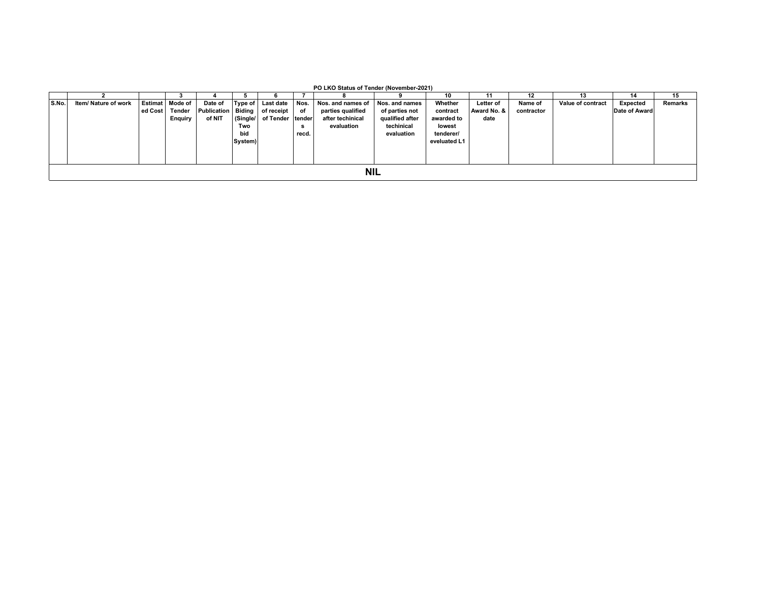**PO LKO Status of Tender (November-2021)**

| | 2 | | 3 | 4 | 5 | 6 | 7 | 8 | 9 | 10 | 11 | 12 | 13 | 14 | 15 |
|---|---|---|---|---|---|---|---|---|---|---|---|---|---|---|---|
| S.No. | Item/ Nature of work | Estimated Cost | Mode of Tender Enquiry | Date of Publication of NIT | Type of Biding (Single/ Two bid System) | Last date of receipt of Tender | Nos. of tenders recd. | Nos. and names of parties qualified after techinical evaluation | Nos. and names of parties not qualified after techinical evaluation | Whether contract awarded to lowest tenderer/ eveluated L1 | Letter of Award No. & date | Name of contractor | Value of contract | Expected Date of Award | Remarks |
| NIL | | | | | | | | | | | | | | | |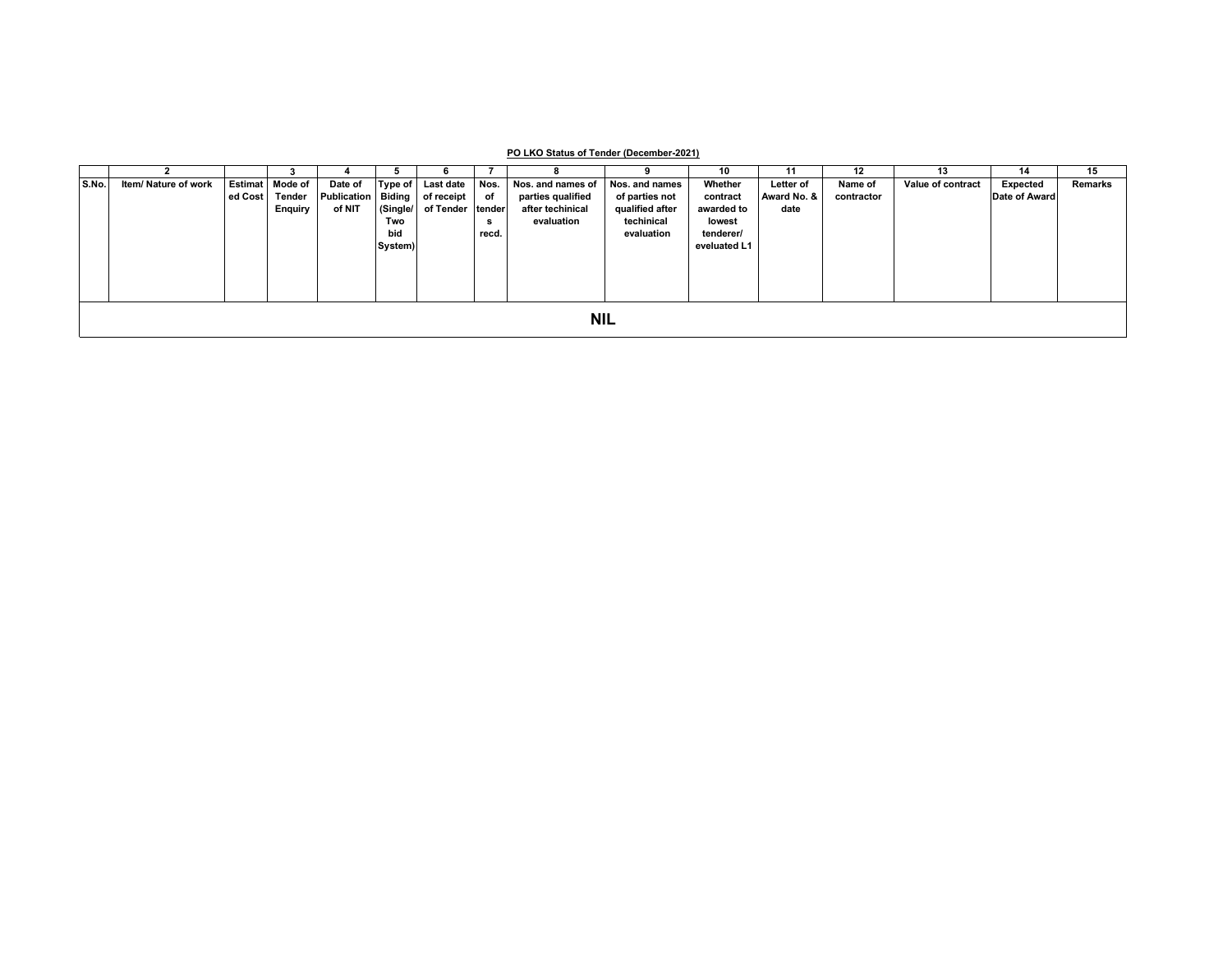**PO LKO Status of Tender (December-2021)**

| | 2 | | 3 | 4 | 5 | 6 | 7 | 8 | 9 | 10 | 11 | 12 | 13 | 14 | 15 |
|---|---|---|---|---|---|---|---|---|---|---|---|---|---|---|---|
| S.No. | Item/ Nature of work | Estimated Cost | Mode of Tender Enquiry | Date of Publication of NIT | Type of Biding (Single/ Two bid System) | Last date of receipt of Tender | Nos. of tenders recd. | Nos. and names of parties qualified after techinical evaluation | Nos. and names of parties not qualified after techinical evaluation | Whether contract awarded to lowest tenderer/ eveluated L1 | Letter of Award No. & date | Name of contractor | Value of contract | Expected Date of Award | Remarks |
| NIL | | | | | | | | | | | | | | | |